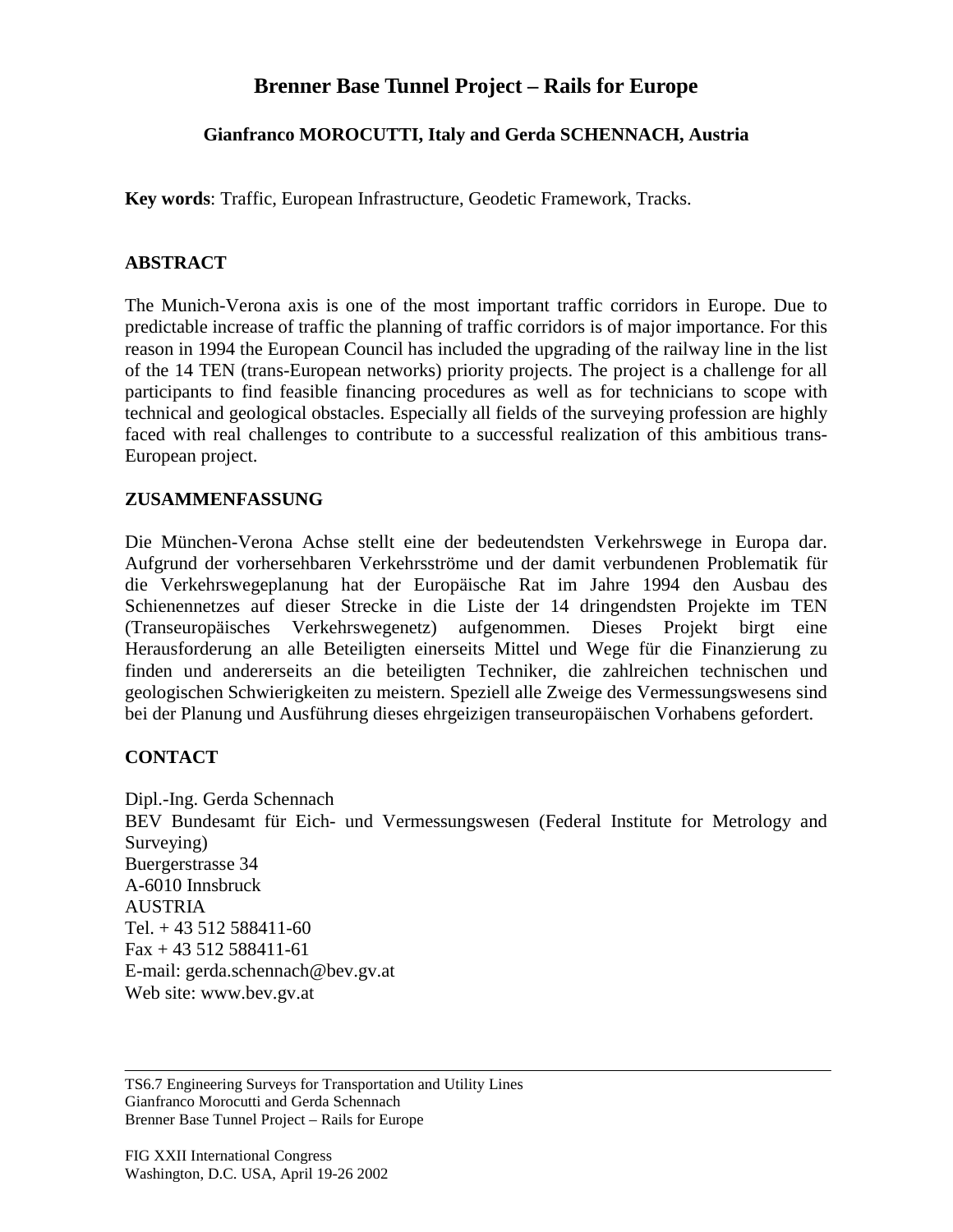# Brenner Base Tunnel Project – Rails for Europe

**Gianfranco MOROCUTTI, Italy and Gerda SCHENNACH, Austria**

**Key words**: Traffic, European Infrastructure, Geodetic Framework, Tracks.

## ABSTRACT

The Munich-Verona axis is one of the most important traffic corridors in Europe. Due to predictable increase of traffic the planning of traffic corridors is of major importance. For this reason in 1994 the European Council has included the upgrading of the railway line in the list of the 14 TEN (trans-European networks) priority projects. The project is a challenge for all participants to find feasible financing procedures as well as for technicians to scope with technical and geological obstacles. Especially all fields of the surveying profession are highly faced with real challenges to contribute to a successful realization of this ambitious trans-European project.

## ZUSAMMENFASSUNG

Die München-Verona Achse stellt eine der bedeutendsten Verkehrswege in Europa dar. Aufgrund der vorhersehbaren Verkehrsströme und der damit verbundenen Problematik für die Verkehrswegeplanung hat der Europäische Rat im Jahre 1994 den Ausbau des Schienennetzes auf dieser Strecke in die Liste der 14 dringendsten Projekte im TEN (Transeuropäisches Verkehrswegenetz) aufgenommen. Dieses Projekt birgt eine Herausforderung an alle Beteiligten einerseits Mittel und Wege für die Finanzierung zu finden und andererseits an die beteiligten Techniker, die zahlreichen technischen und geologischen Schwierigkeiten zu meistern. Speziell alle Zweige des Vermessungswesens sind bei der Planung und Ausführung dieses ehrgeizigen transeuropäischen Vorhabens gefordert.

## CONTACT

Dipl.-Ing. Gerda Schennach  
BEV Bundesamt für Eich- und Vermessungswesen (Federal Institute for Metrology and Surveying)  
Buergerstrasse 34  
A-6010 Innsbruck  
AUSTRIA  
Tel. + 43 512 588411-60  
Fax + 43 512 588411-61  
E-mail: gerda.schennach@bev.gv.at  
Web site: www.bev.gv.at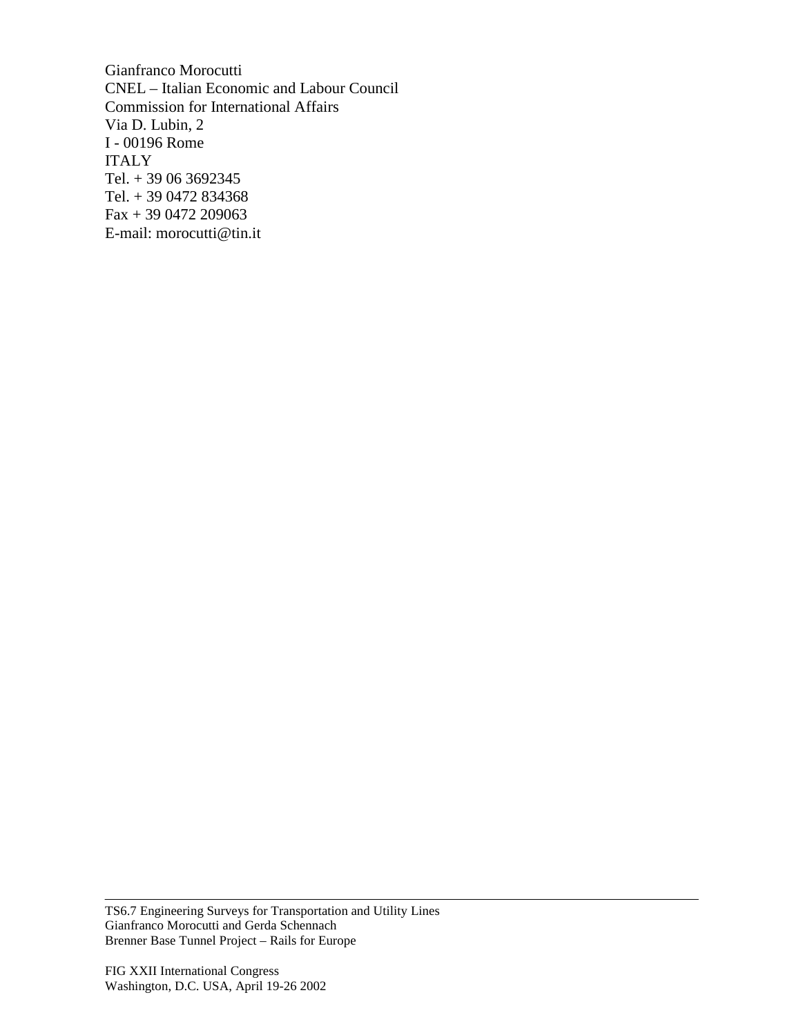Gianfranco Morocutti
CNEL – Italian Economic and Labour Council
Commission for International Affairs
Via D. Lubin, 2
I - 00196 Rome
ITALY
Tel. + 39 06 3692345
Tel. + 39 0472 834368
Fax + 39 0472 209063
E-mail: morocutti@tin.it